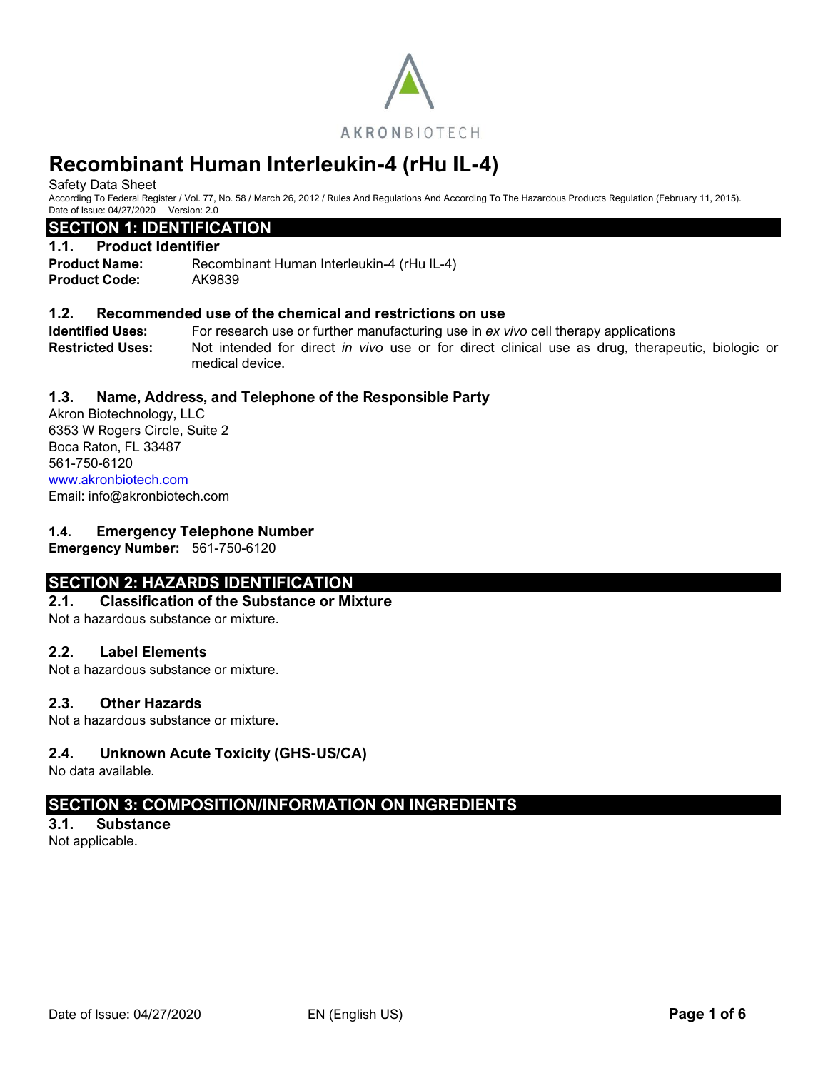AKRONBIOTECH

# Recombinant Human Interleukin-4 (rHu IL-4)

Safety Data Sheet

According To Federal Register / Vol. 77, No. 58 / March 26, 2012 / Rules And Regulations And According To The Hazardous Products Regulation (February 11, 2015).

Date of Issue: 04/27/2020 Version: 2.0

## SECTION 1: IDENTIFICATION

### 1.1. Product Identifier

**Product Name:** Recombinant Human Interleukin-4 (rHu IL-4)

**Product Code:** AK9839

### 1.2. Recommended use of the chemical and restrictions on use

**Identified Uses:** For research use or further manufacturing use in *ex vivo* cell therapy applications

**Restricted Uses:** Not intended for direct *in vivo* use or for direct clinical use as drug, therapeutic, biologic or medical device.

### 1.3. Name, Address, and Telephone of the Responsible Party

Akron Biotechnology, LLC
6353 W Rogers Circle, Suite 2
Boca Raton, FL 33487
561-750-6120
www.akronbiotech.com
Email: info@akronbiotech.com

### 1.4. Emergency Telephone Number

**Emergency Number:** 561-750-6120

## SECTION 2: HAZARDS IDENTIFICATION

### 2.1. Classification of the Substance or Mixture

Not a hazardous substance or mixture.

### 2.2. Label Elements

Not a hazardous substance or mixture.

### 2.3. Other Hazards

Not a hazardous substance or mixture.

### 2.4. Unknown Acute Toxicity (GHS-US/CA)

No data available.

## SECTION 3: COMPOSITION/INFORMATION ON INGREDIENTS

### 3.1. Substance

Not applicable.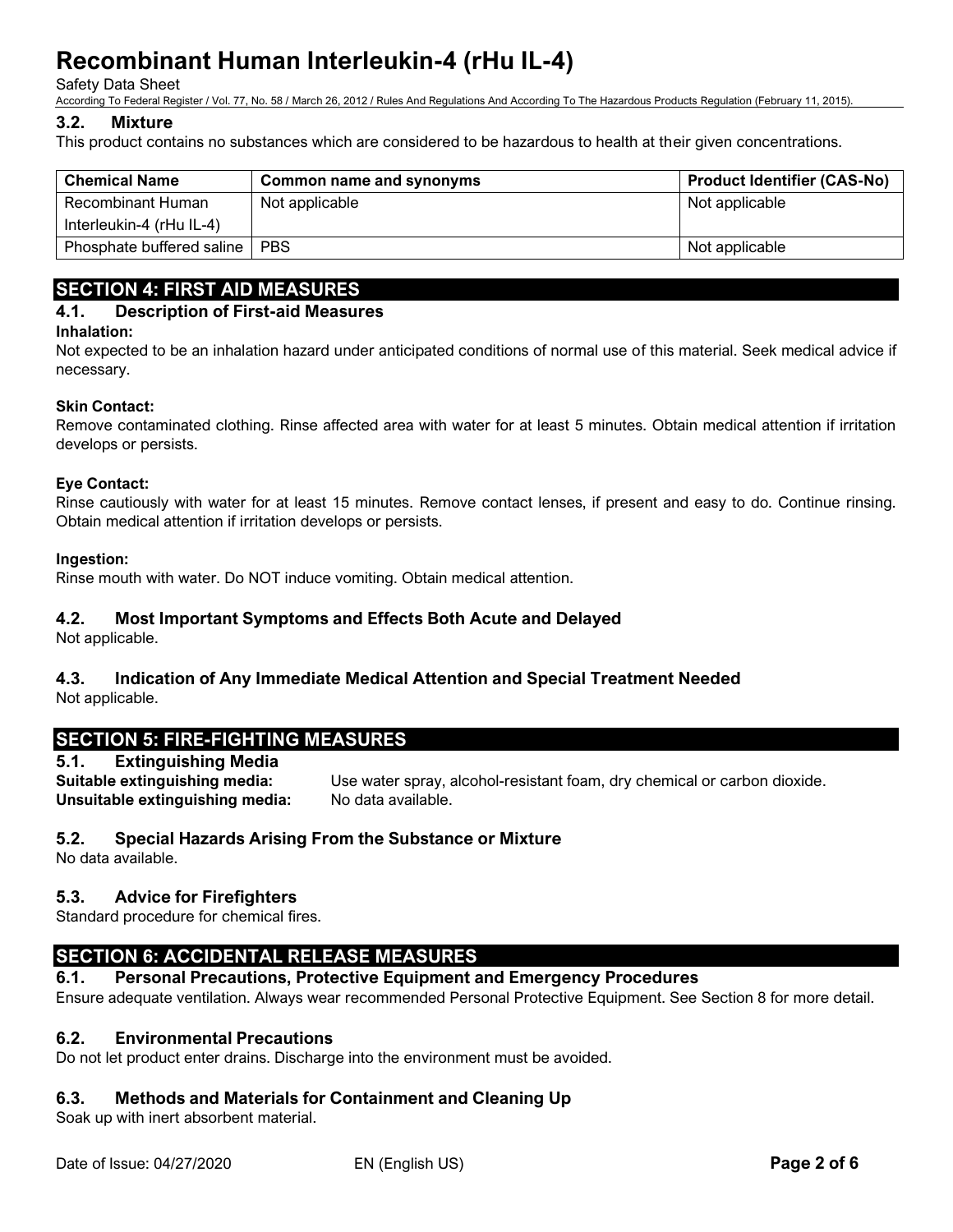### 3.2. Mixture

This product contains no substances which are considered to be hazardous to health at their given concentrations.

| Chemical Name | Common name and synonyms | Product Identifier (CAS-No) |
| --- | --- | --- |
| Recombinant Human Interleukin-4 (rHu IL-4) | Not applicable | Not applicable |
| Phosphate buffered saline | PBS | Not applicable |

## SECTION 4: FIRST AID MEASURES

### 4.1. Description of First-aid Measures

**Inhalation:**

Not expected to be an inhalation hazard under anticipated conditions of normal use of this material. Seek medical advice if necessary.

**Skin Contact:**

Remove contaminated clothing. Rinse affected area with water for at least 5 minutes. Obtain medical attention if irritation develops or persists.

**Eye Contact:**

Rinse cautiously with water for at least 15 minutes. Remove contact lenses, if present and easy to do. Continue rinsing. Obtain medical attention if irritation develops or persists.

**Ingestion:**

Rinse mouth with water. Do NOT induce vomiting. Obtain medical attention.

### 4.2. Most Important Symptoms and Effects Both Acute and Delayed

Not applicable.

### 4.3. Indication of Any Immediate Medical Attention and Special Treatment Needed

Not applicable.

## SECTION 5: FIRE-FIGHTING MEASURES

### 5.1. Extinguishing Media

**Suitable extinguishing media:** Use water spray, alcohol-resistant foam, dry chemical or carbon dioxide.

**Unsuitable extinguishing media:** No data available.

### 5.2. Special Hazards Arising From the Substance or Mixture

No data available.

### 5.3. Advice for Firefighters

Standard procedure for chemical fires.

## SECTION 6: ACCIDENTAL RELEASE MEASURES

### 6.1. Personal Precautions, Protective Equipment and Emergency Procedures

Ensure adequate ventilation. Always wear recommended Personal Protective Equipment. See Section 8 for more detail.

### 6.2. Environmental Precautions

Do not let product enter drains. Discharge into the environment must be avoided.

### 6.3. Methods and Materials for Containment and Cleaning Up

Soak up with inert absorbent material.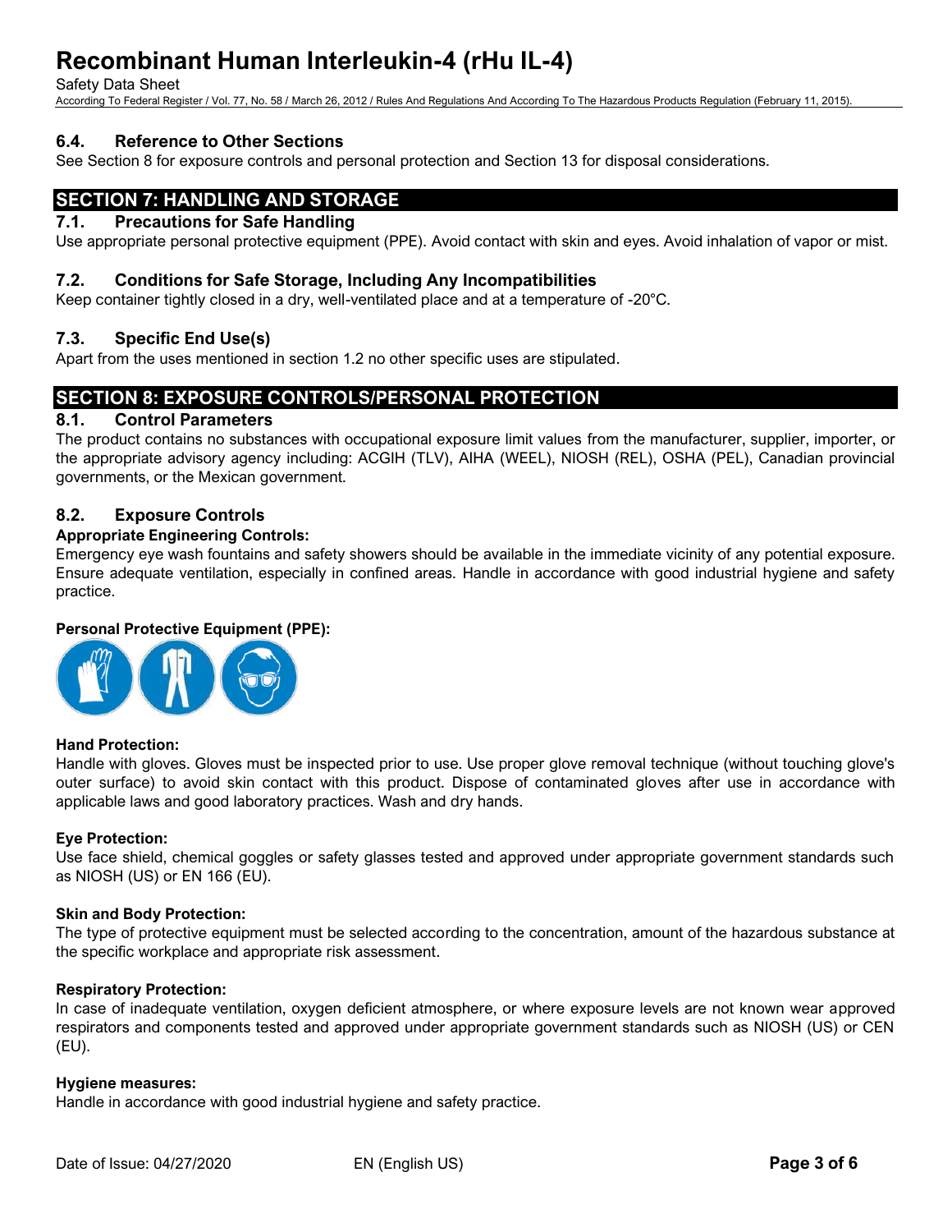### 6.4. Reference to Other Sections

See Section 8 for exposure controls and personal protection and Section 13 for disposal considerations.

## SECTION 7: HANDLING AND STORAGE

### 7.1. Precautions for Safe Handling

Use appropriate personal protective equipment (PPE). Avoid contact with skin and eyes. Avoid inhalation of vapor or mist.

### 7.2. Conditions for Safe Storage, Including Any Incompatibilities

Keep container tightly closed in a dry, well-ventilated place and at a temperature of -20°C.

### 7.3. Specific End Use(s)

Apart from the uses mentioned in section 1.2 no other specific uses are stipulated.

## SECTION 8: EXPOSURE CONTROLS/PERSONAL PROTECTION

### 8.1. Control Parameters

The product contains no substances with occupational exposure limit values from the manufacturer, supplier, importer, or the appropriate advisory agency including: ACGIH (TLV), AIHA (WEEL), NIOSH (REL), OSHA (PEL), Canadian provincial governments, or the Mexican government.

### 8.2. Exposure Controls

**Appropriate Engineering Controls:**

Emergency eye wash fountains and safety showers should be available in the immediate vicinity of any potential exposure. Ensure adequate ventilation, especially in confined areas. Handle in accordance with good industrial hygiene and safety practice.

**Personal Protective Equipment (PPE):**

**Hand Protection:**

Handle with gloves. Gloves must be inspected prior to use. Use proper glove removal technique (without touching glove's outer surface) to avoid skin contact with this product. Dispose of contaminated gloves after use in accordance with applicable laws and good laboratory practices. Wash and dry hands.

**Eye Protection:**

Use face shield, chemical goggles or safety glasses tested and approved under appropriate government standards such as NIOSH (US) or EN 166 (EU).

**Skin and Body Protection:**

The type of protective equipment must be selected according to the concentration, amount of the hazardous substance at the specific workplace and appropriate risk assessment.

**Respiratory Protection:**

In case of inadequate ventilation, oxygen deficient atmosphere, or where exposure levels are not known wear approved respirators and components tested and approved under appropriate government standards such as NIOSH (US) or CEN (EU).

**Hygiene measures:**

Handle in accordance with good industrial hygiene and safety practice.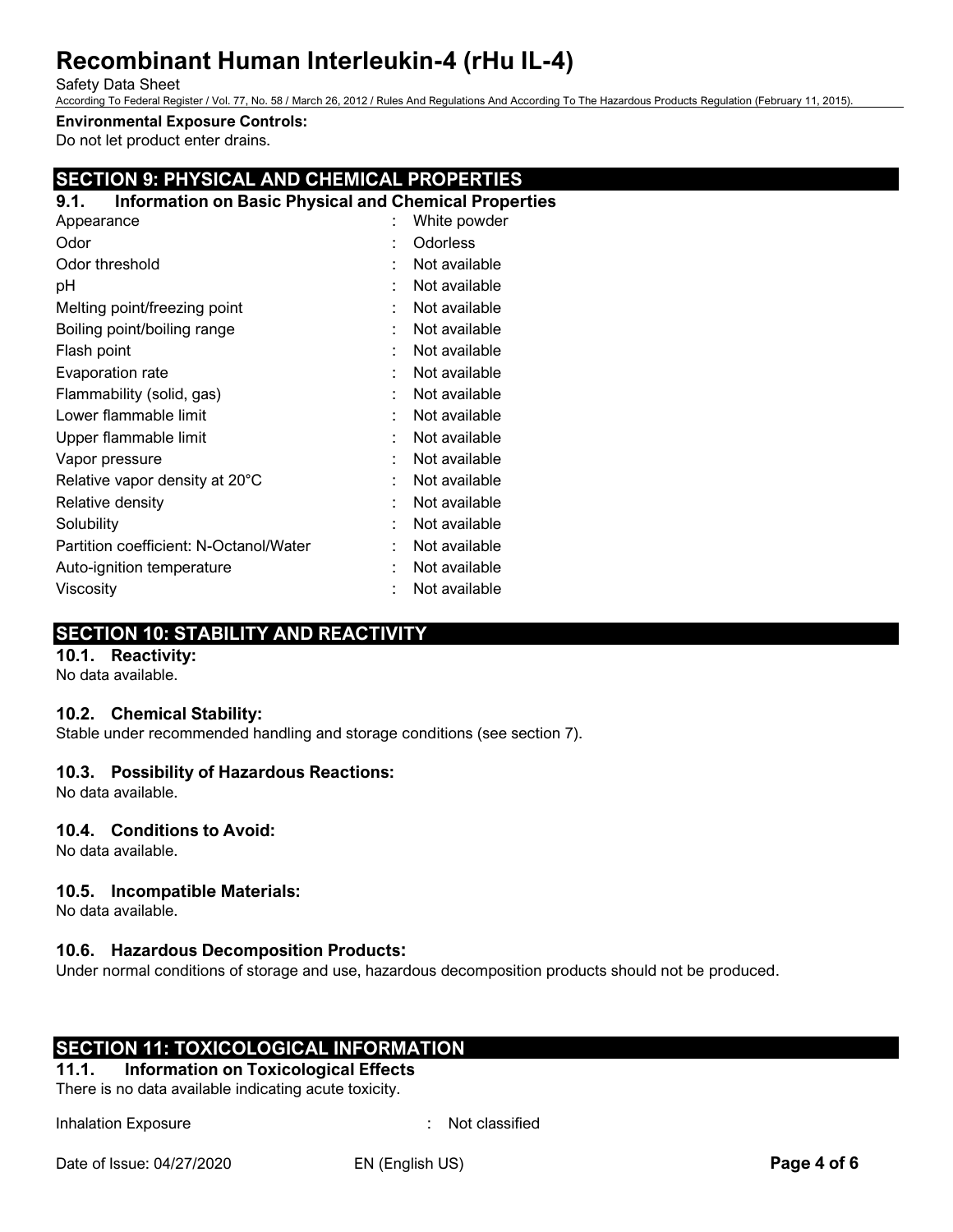**Environmental Exposure Controls:**
Do not let product enter drains.

## SECTION 9: PHYSICAL AND CHEMICAL PROPERTIES

### 9.1. Information on Basic Physical and Chemical Properties

| Property | Value |
|---|---|
| Appearance | White powder |
| Odor | Odorless |
| Odor threshold | Not available |
| pH | Not available |
| Melting point/freezing point | Not available |
| Boiling point/boiling range | Not available |
| Flash point | Not available |
| Evaporation rate | Not available |
| Flammability (solid, gas) | Not available |
| Lower flammable limit | Not available |
| Upper flammable limit | Not available |
| Vapor pressure | Not available |
| Relative vapor density at 20°C | Not available |
| Relative density | Not available |
| Solubility | Not available |
| Partition coefficient: N-Octanol/Water | Not available |
| Auto-ignition temperature | Not available |
| Viscosity | Not available |

## SECTION 10: STABILITY AND REACTIVITY

### 10.1. Reactivity:
No data available.

### 10.2. Chemical Stability:
Stable under recommended handling and storage conditions (see section 7).

### 10.3. Possibility of Hazardous Reactions:
No data available.

### 10.4. Conditions to Avoid:
No data available.

### 10.5. Incompatible Materials:
No data available.

### 10.6. Hazardous Decomposition Products:
Under normal conditions of storage and use, hazardous decomposition products should not be produced.

## SECTION 11: TOXICOLOGICAL INFORMATION

### 11.1. Information on Toxicological Effects
There is no data available indicating acute toxicity.

Inhalation Exposure : Not classified

Date of Issue: 04/27/2020 EN (English US)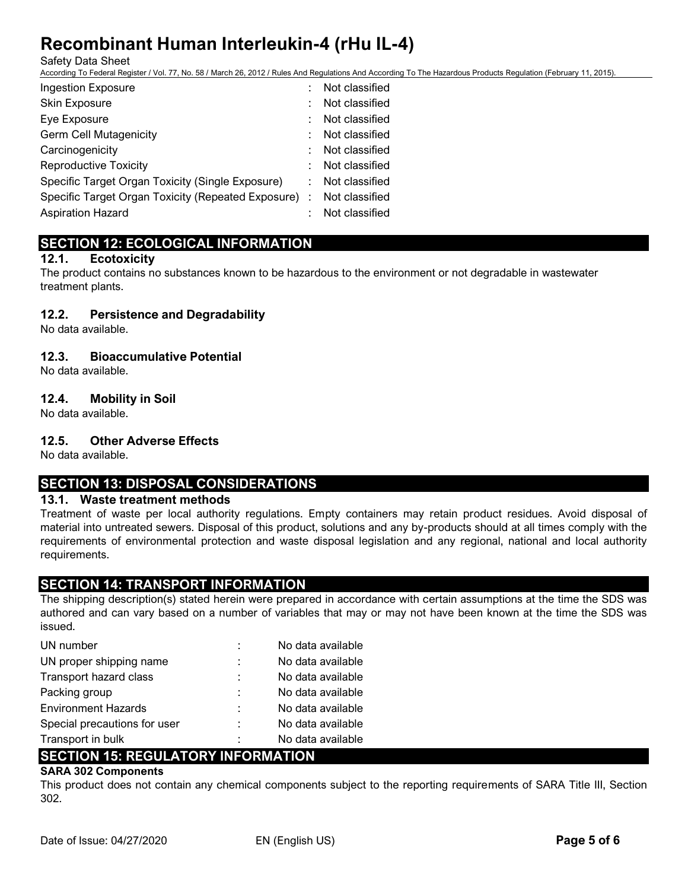| | |
|---|---|
| Ingestion Exposure | Not classified |
| Skin Exposure | Not classified |
| Eye Exposure | Not classified |
| Germ Cell Mutagenicity | Not classified |
| Carcinogenicity | Not classified |
| Reproductive Toxicity | Not classified |
| Specific Target Organ Toxicity (Single Exposure) | Not classified |
| Specific Target Organ Toxicity (Repeated Exposure) | Not classified |
| Aspiration Hazard | Not classified |

## SECTION 12: ECOLOGICAL INFORMATION

### 12.1. Ecotoxicity

The product contains no substances known to be hazardous to the environment or not degradable in wastewater treatment plants.

### 12.2. Persistence and Degradability

No data available.

### 12.3. Bioaccumulative Potential

No data available.

### 12.4. Mobility in Soil

No data available.

### 12.5. Other Adverse Effects

No data available.

## SECTION 13: DISPOSAL CONSIDERATIONS

### 13.1. Waste treatment methods

Treatment of waste per local authority regulations. Empty containers may retain product residues. Avoid disposal of material into untreated sewers. Disposal of this product, solutions and any by-products should at all times comply with the requirements of environmental protection and waste disposal legislation and any regional, national and local authority requirements.

## SECTION 14: TRANSPORT INFORMATION

The shipping description(s) stated herein were prepared in accordance with certain assumptions at the time the SDS was authored and can vary based on a number of variables that may or may not have been known at the time the SDS was issued.

| | |
|---|---|
| UN number | No data available |
| UN proper shipping name | No data available |
| Transport hazard class | No data available |
| Packing group | No data available |
| Environment Hazards | No data available |
| Special precautions for user | No data available |
| Transport in bulk | No data available |

## SECTION 15: REGULATORY INFORMATION

**SARA 302 Components**

This product does not contain any chemical components subject to the reporting requirements of SARA Title III, Section 302.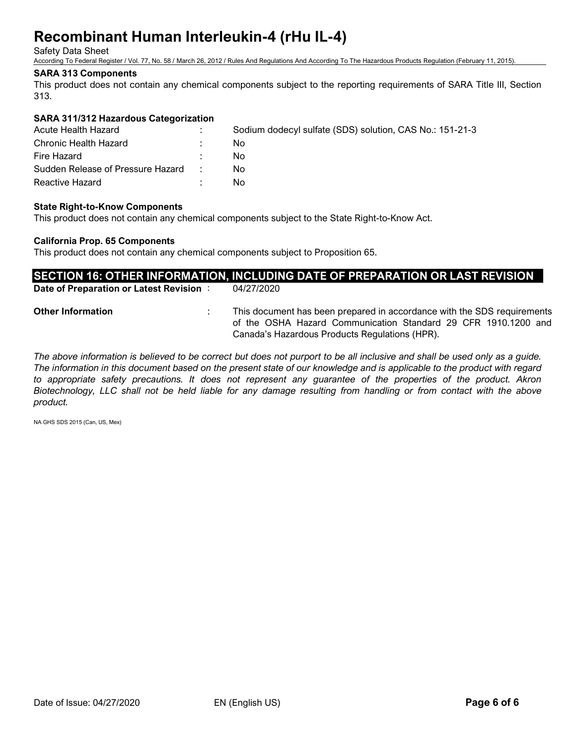### SARA 313 Components

This product does not contain any chemical components subject to the reporting requirements of SARA Title III, Section 313.

### SARA 311/312 Hazardous Categorization

| | | |
|---|---|---|
| Acute Health Hazard | : | Sodium dodecyl sulfate (SDS) solution, CAS No.: 151-21-3 |
| Chronic Health Hazard | : | No |
| Fire Hazard | : | No |
| Sudden Release of Pressure Hazard | : | No |
| Reactive Hazard | : | No |

### State Right-to-Know Components

This product does not contain any chemical components subject to the State Right-to-Know Act.

### California Prop. 65 Components

This product does not contain any chemical components subject to Proposition 65.

## SECTION 16: OTHER INFORMATION, INCLUDING DATE OF PREPARATION OR LAST REVISION

| | | |
|---|---|---|
| **Date of Preparation or Latest Revision** | : | 04/27/2020 |
| **Other Information** | : | This document has been prepared in accordance with the SDS requirements of the OSHA Hazard Communication Standard 29 CFR 1910.1200 and Canada's Hazardous Products Regulations (HPR). |

*The above information is believed to be correct but does not purport to be all inclusive and shall be used only as a guide. The information in this document based on the present state of our knowledge and is applicable to the product with regard to appropriate safety precautions. It does not represent any guarantee of the properties of the product. Akron Biotechnology, LLC shall not be held liable for any damage resulting from handling or from contact with the above product.*

NA GHS SDS 2015 (Can, US, Mex)